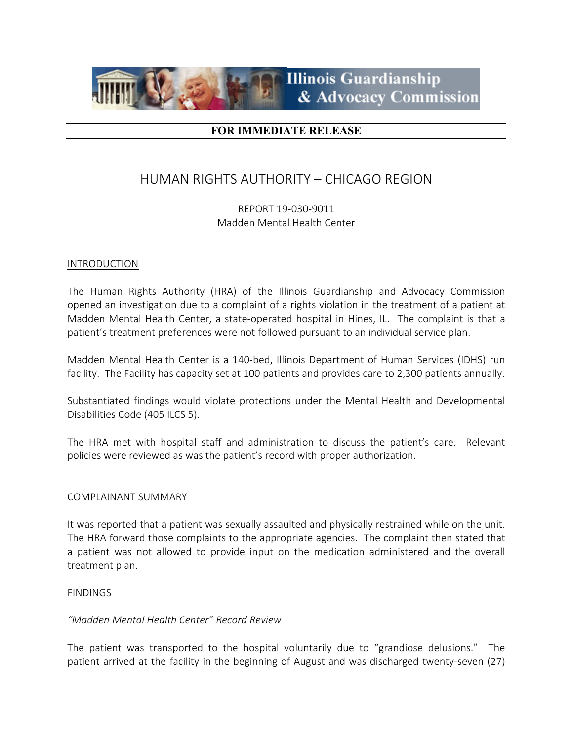Illinois Guardianship & Advocacy Commission

**FOR IMMEDIATE RELEASE**

# HUMAN RIGHTS AUTHORITY – CHICAGO REGION

REPORT 19-030-9011
Madden Mental Health Center

## INTRODUCTION

The Human Rights Authority (HRA) of the Illinois Guardianship and Advocacy Commission opened an investigation due to a complaint of a rights violation in the treatment of a patient at Madden Mental Health Center, a state-operated hospital in Hines, IL. The complaint is that a patient's treatment preferences were not followed pursuant to an individual service plan.

Madden Mental Health Center is a 140-bed, Illinois Department of Human Services (IDHS) run facility. The Facility has capacity set at 100 patients and provides care to 2,300 patients annually.

Substantiated findings would violate protections under the Mental Health and Developmental Disabilities Code (405 ILCS 5).

The HRA met with hospital staff and administration to discuss the patient's care. Relevant policies were reviewed as was the patient's record with proper authorization.

## COMPLAINANT SUMMARY

It was reported that a patient was sexually assaulted and physically restrained while on the unit. The HRA forward those complaints to the appropriate agencies. The complaint then stated that a patient was not allowed to provide input on the medication administered and the overall treatment plan.

## FINDINGS

*"Madden Mental Health Center" Record Review*

The patient was transported to the hospital voluntarily due to "grandiose delusions." The patient arrived at the facility in the beginning of August and was discharged twenty-seven (27)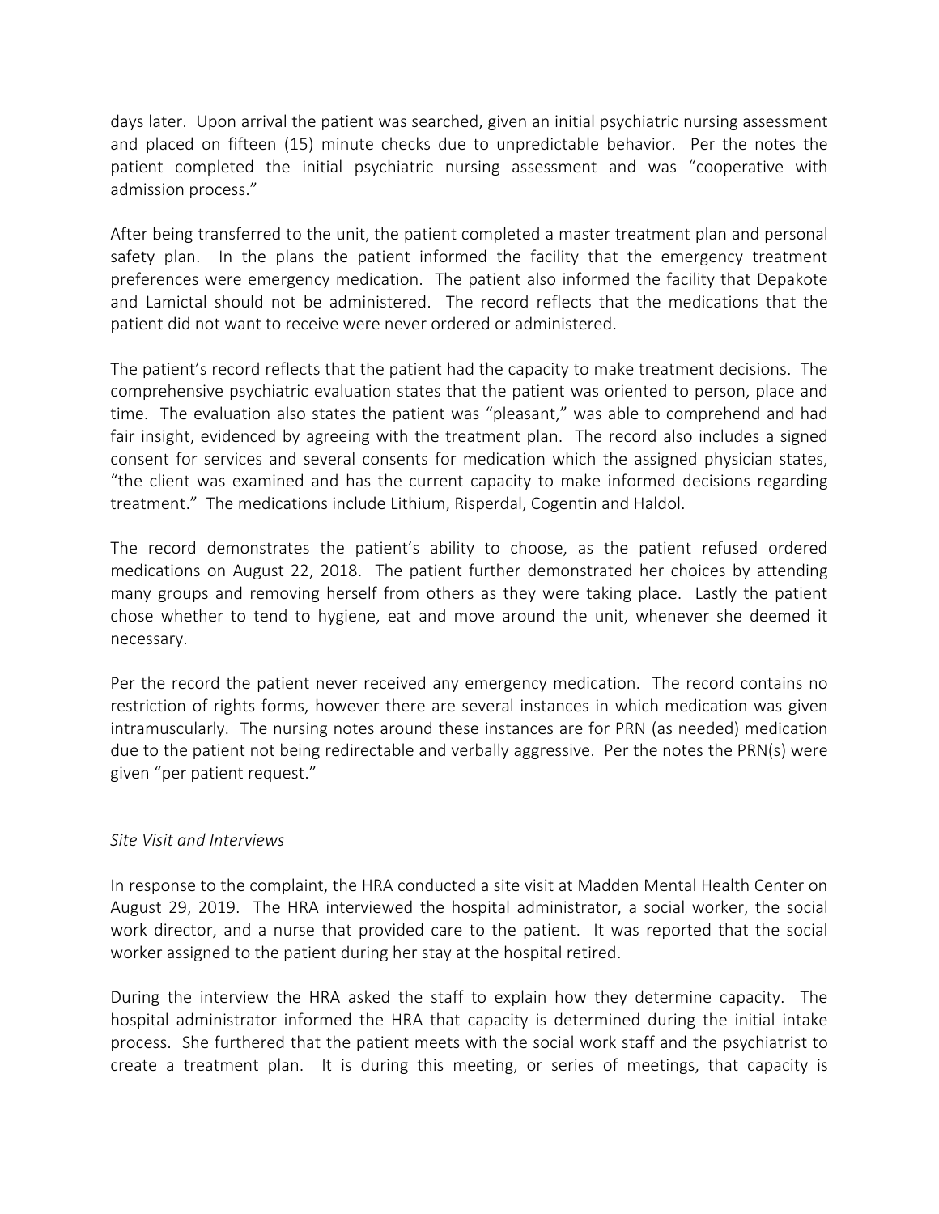days later. Upon arrival the patient was searched, given an initial psychiatric nursing assessment and placed on fifteen (15) minute checks due to unpredictable behavior. Per the notes the patient completed the initial psychiatric nursing assessment and was "cooperative with admission process."

After being transferred to the unit, the patient completed a master treatment plan and personal safety plan. In the plans the patient informed the facility that the emergency treatment preferences were emergency medication. The patient also informed the facility that Depakote and Lamictal should not be administered. The record reflects that the medications that the patient did not want to receive were never ordered or administered.

The patient's record reflects that the patient had the capacity to make treatment decisions. The comprehensive psychiatric evaluation states that the patient was oriented to person, place and time. The evaluation also states the patient was "pleasant," was able to comprehend and had fair insight, evidenced by agreeing with the treatment plan. The record also includes a signed consent for services and several consents for medication which the assigned physician states, "the client was examined and has the current capacity to make informed decisions regarding treatment." The medications include Lithium, Risperdal, Cogentin and Haldol.

The record demonstrates the patient's ability to choose, as the patient refused ordered medications on August 22, 2018. The patient further demonstrated her choices by attending many groups and removing herself from others as they were taking place. Lastly the patient chose whether to tend to hygiene, eat and move around the unit, whenever she deemed it necessary.

Per the record the patient never received any emergency medication. The record contains no restriction of rights forms, however there are several instances in which medication was given intramuscularly. The nursing notes around these instances are for PRN (as needed) medication due to the patient not being redirectable and verbally aggressive. Per the notes the PRN(s) were given "per patient request."

*Site Visit and Interviews*

In response to the complaint, the HRA conducted a site visit at Madden Mental Health Center on August 29, 2019. The HRA interviewed the hospital administrator, a social worker, the social work director, and a nurse that provided care to the patient. It was reported that the social worker assigned to the patient during her stay at the hospital retired.

During the interview the HRA asked the staff to explain how they determine capacity. The hospital administrator informed the HRA that capacity is determined during the initial intake process. She furthered that the patient meets with the social work staff and the psychiatrist to create a treatment plan. It is during this meeting, or series of meetings, that capacity is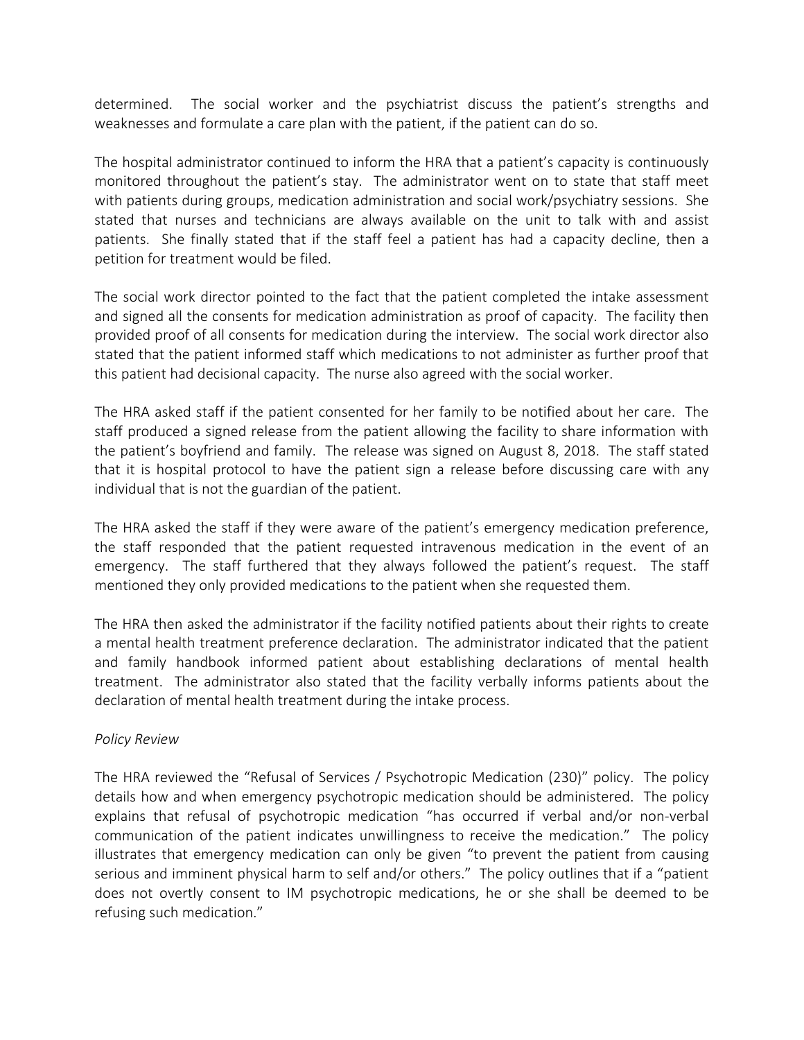determined. The social worker and the psychiatrist discuss the patient's strengths and weaknesses and formulate a care plan with the patient, if the patient can do so.

The hospital administrator continued to inform the HRA that a patient's capacity is continuously monitored throughout the patient's stay. The administrator went on to state that staff meet with patients during groups, medication administration and social work/psychiatry sessions. She stated that nurses and technicians are always available on the unit to talk with and assist patients. She finally stated that if the staff feel a patient has had a capacity decline, then a petition for treatment would be filed.

The social work director pointed to the fact that the patient completed the intake assessment and signed all the consents for medication administration as proof of capacity. The facility then provided proof of all consents for medication during the interview. The social work director also stated that the patient informed staff which medications to not administer as further proof that this patient had decisional capacity. The nurse also agreed with the social worker.

The HRA asked staff if the patient consented for her family to be notified about her care. The staff produced a signed release from the patient allowing the facility to share information with the patient's boyfriend and family. The release was signed on August 8, 2018. The staff stated that it is hospital protocol to have the patient sign a release before discussing care with any individual that is not the guardian of the patient.

The HRA asked the staff if they were aware of the patient's emergency medication preference, the staff responded that the patient requested intravenous medication in the event of an emergency. The staff furthered that they always followed the patient's request. The staff mentioned they only provided medications to the patient when she requested them.

The HRA then asked the administrator if the facility notified patients about their rights to create a mental health treatment preference declaration. The administrator indicated that the patient and family handbook informed patient about establishing declarations of mental health treatment. The administrator also stated that the facility verbally informs patients about the declaration of mental health treatment during the intake process.

*Policy Review*

The HRA reviewed the "Refusal of Services / Psychotropic Medication (230)" policy. The policy details how and when emergency psychotropic medication should be administered. The policy explains that refusal of psychotropic medication "has occurred if verbal and/or non-verbal communication of the patient indicates unwillingness to receive the medication." The policy illustrates that emergency medication can only be given "to prevent the patient from causing serious and imminent physical harm to self and/or others." The policy outlines that if a "patient does not overtly consent to IM psychotropic medications, he or she shall be deemed to be refusing such medication."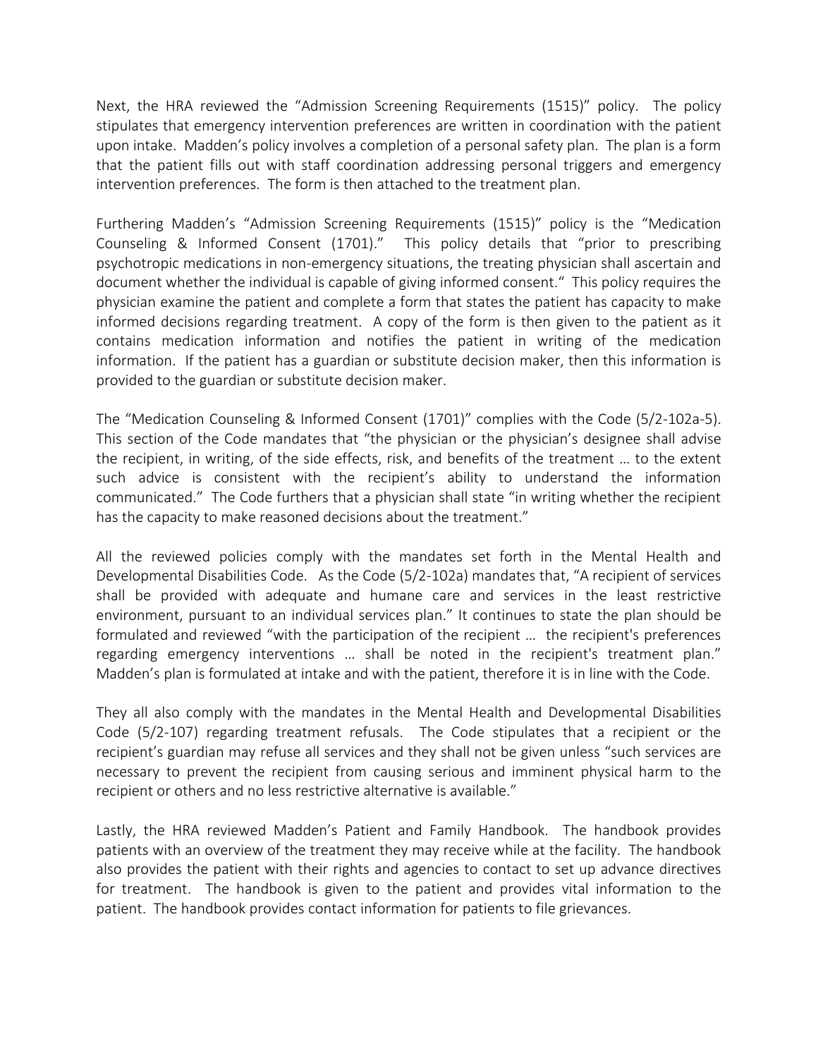Next, the HRA reviewed the "Admission Screening Requirements (1515)" policy. The policy stipulates that emergency intervention preferences are written in coordination with the patient upon intake. Madden's policy involves a completion of a personal safety plan. The plan is a form that the patient fills out with staff coordination addressing personal triggers and emergency intervention preferences. The form is then attached to the treatment plan.

Furthering Madden's "Admission Screening Requirements (1515)" policy is the "Medication Counseling & Informed Consent (1701)." This policy details that "prior to prescribing psychotropic medications in non-emergency situations, the treating physician shall ascertain and document whether the individual is capable of giving informed consent." This policy requires the physician examine the patient and complete a form that states the patient has capacity to make informed decisions regarding treatment. A copy of the form is then given to the patient as it contains medication information and notifies the patient in writing of the medication information. If the patient has a guardian or substitute decision maker, then this information is provided to the guardian or substitute decision maker.

The "Medication Counseling & Informed Consent (1701)" complies with the Code (5/2-102a-5). This section of the Code mandates that "the physician or the physician's designee shall advise the recipient, in writing, of the side effects, risk, and benefits of the treatment … to the extent such advice is consistent with the recipient's ability to understand the information communicated." The Code furthers that a physician shall state "in writing whether the recipient has the capacity to make reasoned decisions about the treatment."

All the reviewed policies comply with the mandates set forth in the Mental Health and Developmental Disabilities Code. As the Code (5/2-102a) mandates that, "A recipient of services shall be provided with adequate and humane care and services in the least restrictive environment, pursuant to an individual services plan." It continues to state the plan should be formulated and reviewed "with the participation of the recipient … the recipient's preferences regarding emergency interventions … shall be noted in the recipient's treatment plan." Madden's plan is formulated at intake and with the patient, therefore it is in line with the Code.

They all also comply with the mandates in the Mental Health and Developmental Disabilities Code (5/2-107) regarding treatment refusals. The Code stipulates that a recipient or the recipient's guardian may refuse all services and they shall not be given unless "such services are necessary to prevent the recipient from causing serious and imminent physical harm to the recipient or others and no less restrictive alternative is available."

Lastly, the HRA reviewed Madden's Patient and Family Handbook. The handbook provides patients with an overview of the treatment they may receive while at the facility. The handbook also provides the patient with their rights and agencies to contact to set up advance directives for treatment. The handbook is given to the patient and provides vital information to the patient. The handbook provides contact information for patients to file grievances.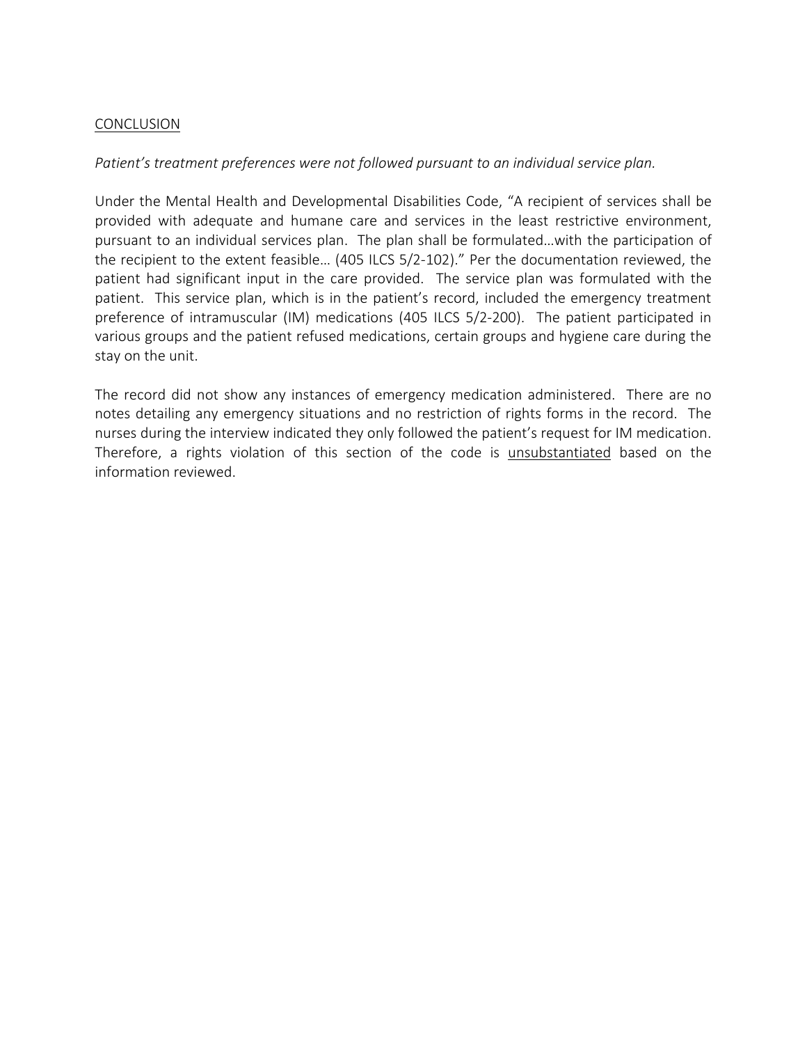CONCLUSION

*Patient's treatment preferences were not followed pursuant to an individual service plan.*

Under the Mental Health and Developmental Disabilities Code, "A recipient of services shall be provided with adequate and humane care and services in the least restrictive environment, pursuant to an individual services plan. The plan shall be formulated…with the participation of the recipient to the extent feasible… (405 ILCS 5/2-102)." Per the documentation reviewed, the patient had significant input in the care provided. The service plan was formulated with the patient. This service plan, which is in the patient's record, included the emergency treatment preference of intramuscular (IM) medications (405 ILCS 5/2-200). The patient participated in various groups and the patient refused medications, certain groups and hygiene care during the stay on the unit.

The record did not show any instances of emergency medication administered. There are no notes detailing any emergency situations and no restriction of rights forms in the record. The nurses during the interview indicated they only followed the patient's request for IM medication. Therefore, a rights violation of this section of the code is unsubstantiated based on the information reviewed.